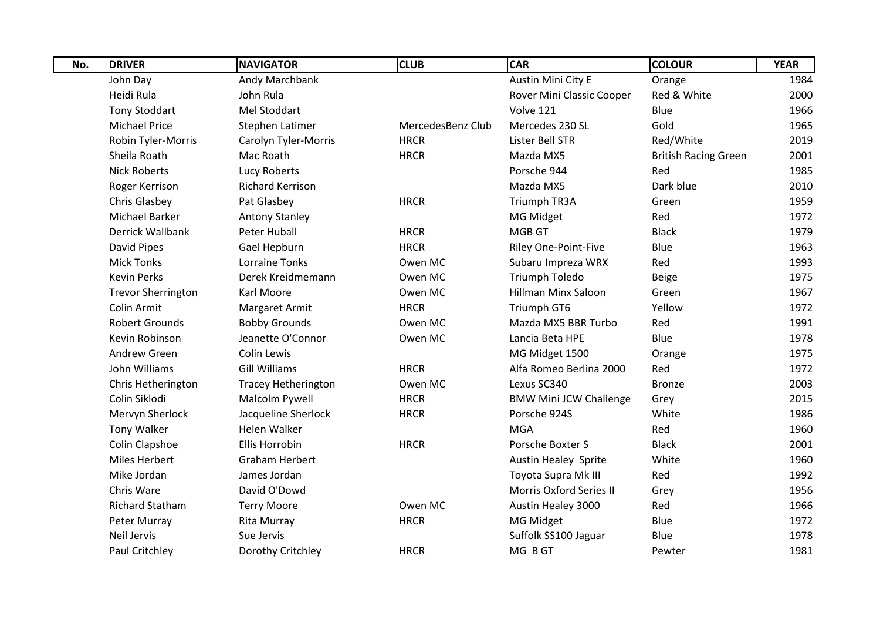| No. | DRIVER | NAVIGATOR | CLUB | CAR | COLOUR | YEAR |
|---|---|---|---|---|---|---|
| | John Day | Andy Marchbank | | Austin Mini City E | Orange | 1984 |
| | Heidi Rula | John Rula | | Rover Mini Classic Cooper | Red & White | 2000 |
| | Tony Stoddart | Mel Stoddart | | Volve 121 | Blue | 1966 |
| | Michael Price | Stephen Latimer | MercedesBenz Club | Mercedes 230 SL | Gold | 1965 |
| | Robin Tyler-Morris | Carolyn Tyler-Morris | HRCR | Lister Bell STR | Red/White | 2019 |
| | Sheila Roath | Mac Roath | HRCR | Mazda MX5 | British Racing Green | 2001 |
| | Nick Roberts | Lucy Roberts | | Porsche 944 | Red | 1985 |
| | Roger Kerrison | Richard Kerrison | | Mazda MX5 | Dark blue | 2010 |
| | Chris Glasbey | Pat Glasbey | HRCR | Triumph TR3A | Green | 1959 |
| | Michael Barker | Antony Stanley | | MG Midget | Red | 1972 |
| | Derrick Wallbank | Peter Huball | HRCR | MGB GT | Black | 1979 |
| | David Pipes | Gael Hepburn | HRCR | Riley One-Point-Five | Blue | 1963 |
| | Mick Tonks | Lorraine Tonks | Owen MC | Subaru Impreza WRX | Red | 1993 |
| | Kevin Perks | Derek Kreidmemann | Owen MC | Triumph Toledo | Beige | 1975 |
| | Trevor Sherrington | Karl Moore | Owen MC | Hillman Minx Saloon | Green | 1967 |
| | Colin Armit | Margaret Armit | HRCR | Triumph GT6 | Yellow | 1972 |
| | Robert Grounds | Bobby Grounds | Owen MC | Mazda MX5 BBR Turbo | Red | 1991 |
| | Kevin Robinson | Jeanette O'Connor | Owen MC | Lancia Beta HPE | Blue | 1978 |
| | Andrew Green | Colin Lewis | | MG Midget 1500 | Orange | 1975 |
| | John Williams | Gill Williams | HRCR | Alfa Romeo Berlina 2000 | Red | 1972 |
| | Chris Hetherington | Tracey Hetherington | Owen MC | Lexus SC340 | Bronze | 2003 |
| | Colin Siklodi | Malcolm Pywell | HRCR | BMW Mini JCW Challenge | Grey | 2015 |
| | Mervyn Sherlock | Jacqueline Sherlock | HRCR | Porsche 924S | White | 1986 |
| | Tony Walker | Helen Walker | | MGA | Red | 1960 |
| | Colin Clapshoe | Ellis Horrobin | HRCR | Porsche Boxter S | Black | 2001 |
| | Miles Herbert | Graham Herbert | | Austin Healey Sprite | White | 1960 |
| | Mike Jordan | James Jordan | | Toyota Supra Mk III | Red | 1992 |
| | Chris Ware | David O'Dowd | | Morris Oxford Series II | Grey | 1956 |
| | Richard Statham | Terry Moore | Owen MC | Austin Healey 3000 | Red | 1966 |
| | Peter Murray | Rita Murray | HRCR | MG Midget | Blue | 1972 |
| | Neil Jervis | Sue Jervis | | Suffolk SS100 Jaguar | Blue | 1978 |
| | Paul Critchley | Dorothy Critchley | HRCR | MG B GT | Pewter | 1981 |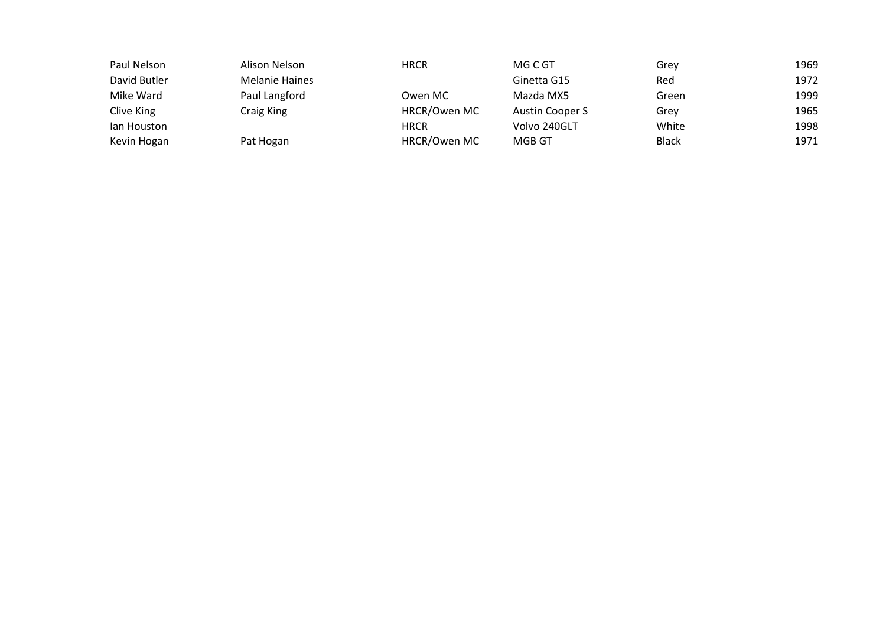| | | | | | |
|---|---|---|---|---|---|
| Paul Nelson | Alison Nelson | HRCR | MG C GT | Grey | 1969 |
| David Butler | Melanie Haines | | Ginetta G15 | Red | 1972 |
| Mike Ward | Paul Langford | Owen MC | Mazda MX5 | Green | 1999 |
| Clive King | Craig King | HRCR/Owen MC | Austin Cooper S | Grey | 1965 |
| Ian Houston | | HRCR | Volvo 240GLT | White | 1998 |
| Kevin Hogan | Pat Hogan | HRCR/Owen MC | MGB GT | Black | 1971 |